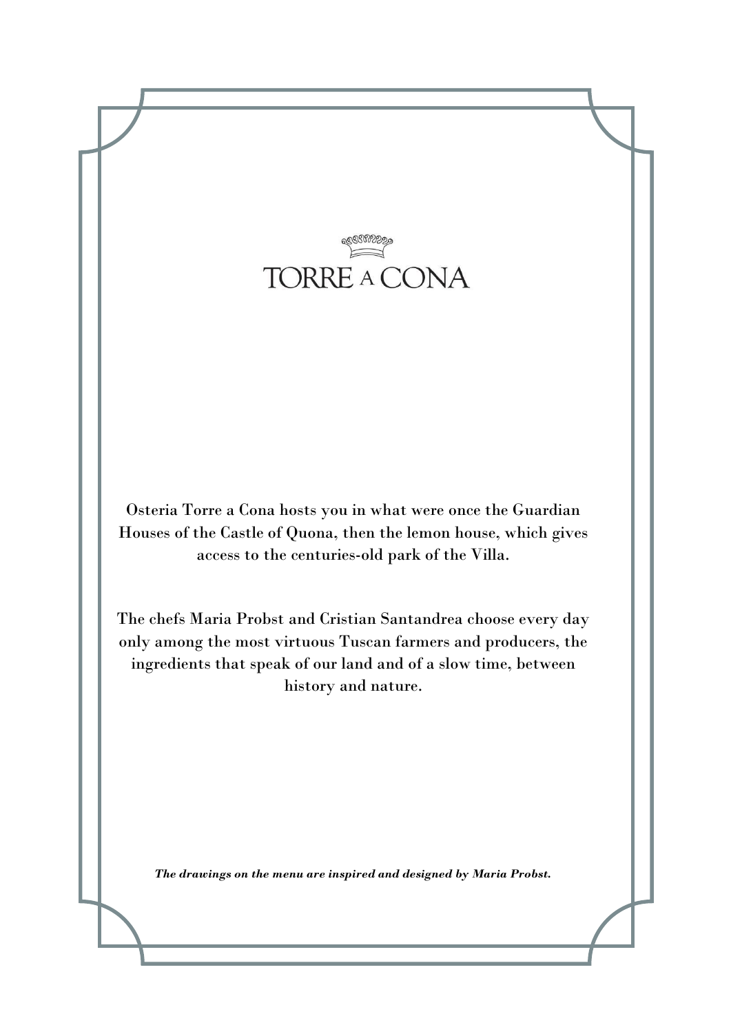# TORRE A CONA

Osteria Torre a Cona hosts you in what were once the Guardian Houses of the Castle of Quona, then the lemon house, which gives access to the centuries-old park of the Villa.

The chefs Maria Probst and Cristian Santandrea choose every day only among the most virtuous Tuscan farmers and producers, the ingredients that speak of our land and of a slow time, between history and nature.

***The drawings on the menu are inspired and designed by Maria Probst.***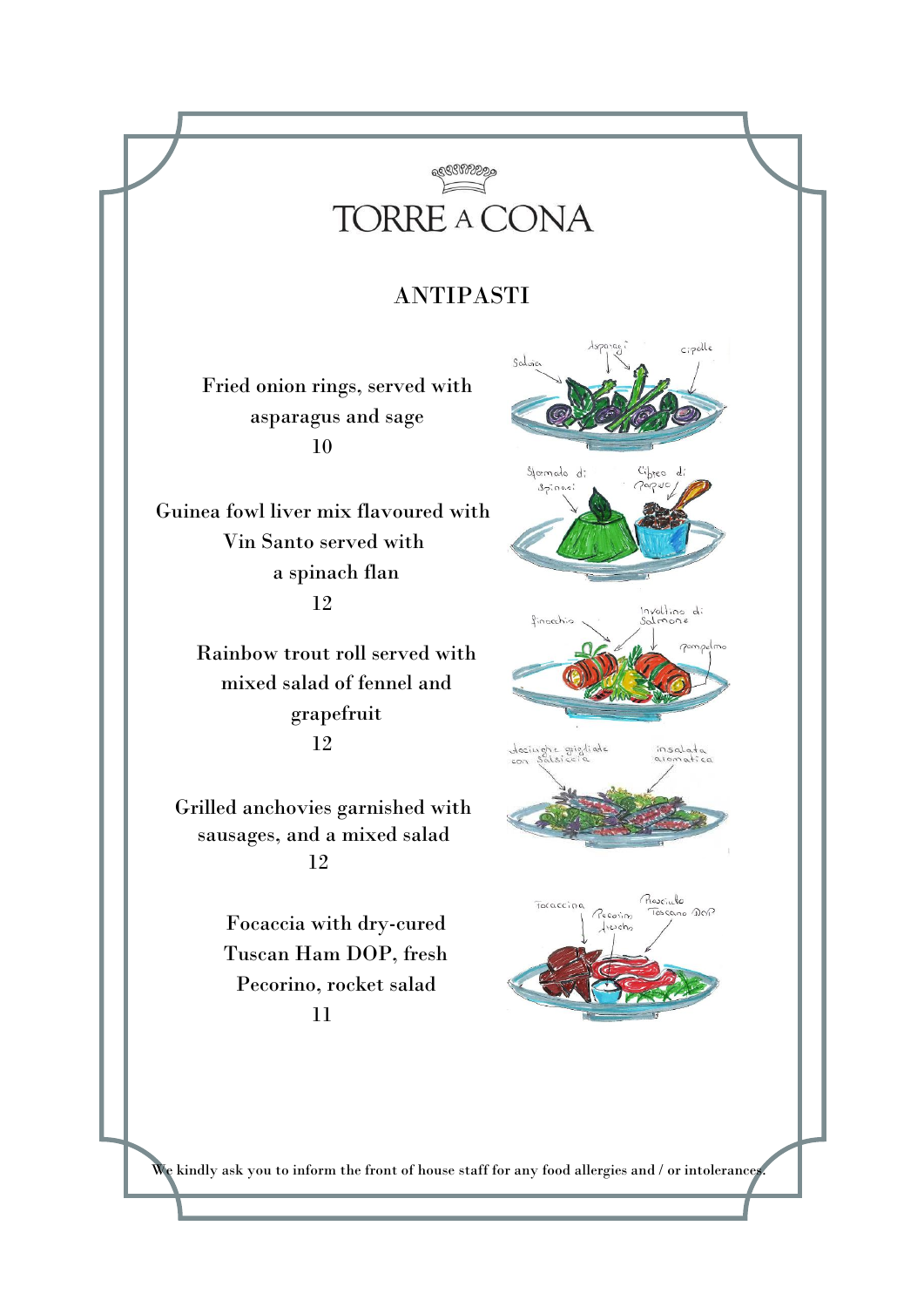# TORRE A CONA

## ANTIPASTI

Fried onion rings, served with asparagus and sage
10

Guinea fowl liver mix flavoured with Vin Santo served with a spinach flan
12

Rainbow trout roll served with mixed salad of fennel and grapefruit
12

Grilled anchovies garnished with sausages, and a mixed salad
12

Focaccia with dry-cured Tuscan Ham DOP, fresh Pecorino, rocket salad
11

We kindly ask you to inform the front of house staff for any food allergies and / or intolerances.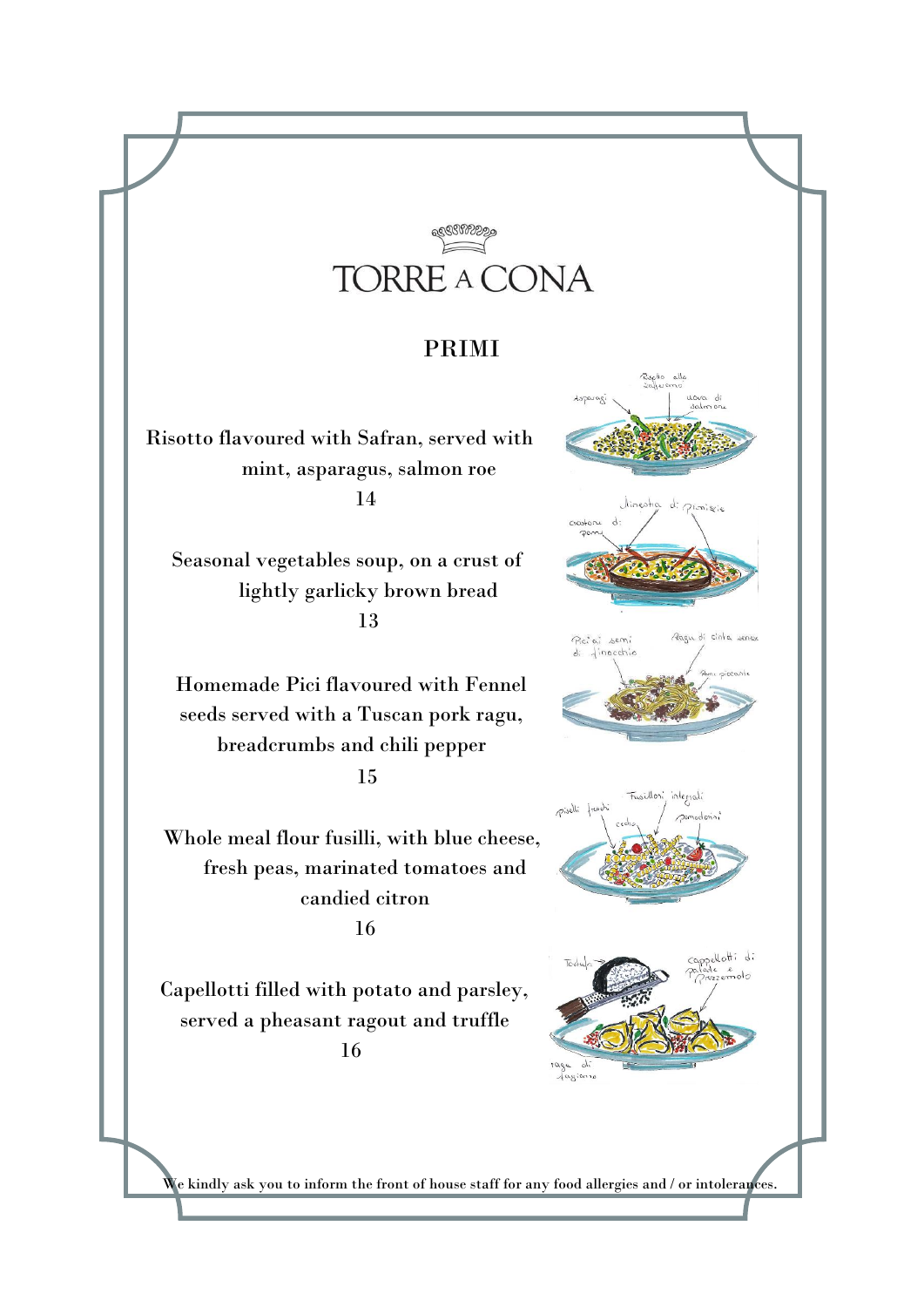# TORRE A CONA

## PRIMI

Risotto flavoured with Safran, served with mint, asparagus, salmon roe
14

Seasonal vegetables soup, on a crust of lightly garlicky brown bread
13

Homemade Pici flavoured with Fennel seeds served with a Tuscan pork ragu, breadcrumbs and chili pepper
15

Whole meal flour fusilli, with blue cheese, fresh peas, marinated tomatoes and candied citron
16

Capellotti filled with potato and parsley, served a pheasant ragout and truffle
16

We kindly ask you to inform the front of house staff for any food allergies and / or intolerances.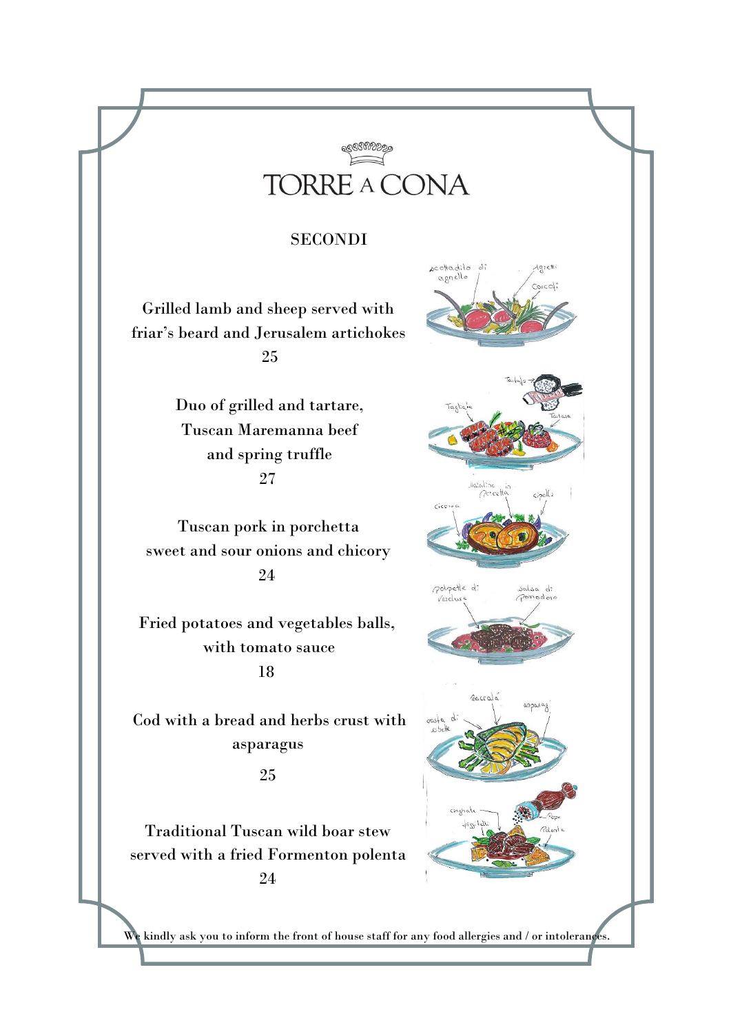# TORRE A CONA

## SECONDI

Grilled lamb and sheep served with friar's beard and Jerusalem artichokes
25

Duo of grilled and tartare, Tuscan Maremanna beef and spring truffle
27

Tuscan pork in porchetta sweet and sour onions and chicory
24

Fried potatoes and vegetables balls, with tomato sauce
18

Cod with a bread and herbs crust with asparagus
25

Traditional Tuscan wild boar stew served with a fried Formenton polenta
24

We kindly ask you to inform the front of house staff for any food allergies and / or intolerances.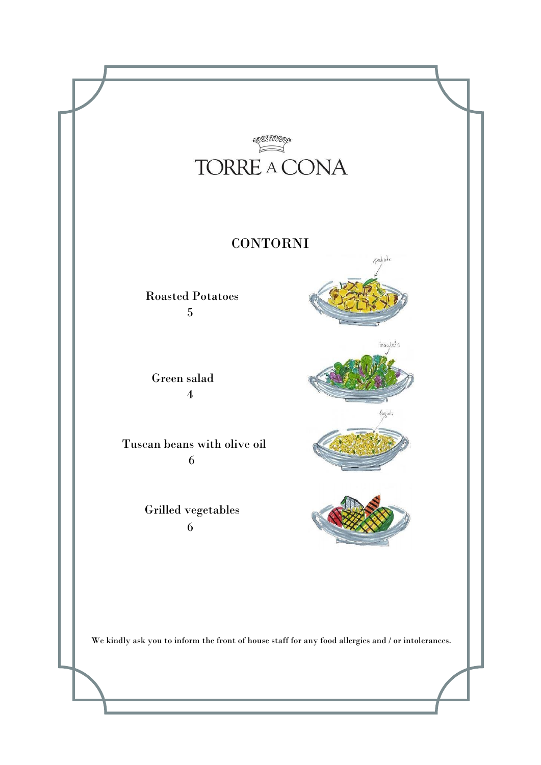# TORRE A CONA

## CONTORNI

Roasted Potatoes
5

Green salad
4

Tuscan beans with olive oil
6

Grilled vegetables
6

We kindly ask you to inform the front of house staff for any food allergies and / or intolerances.